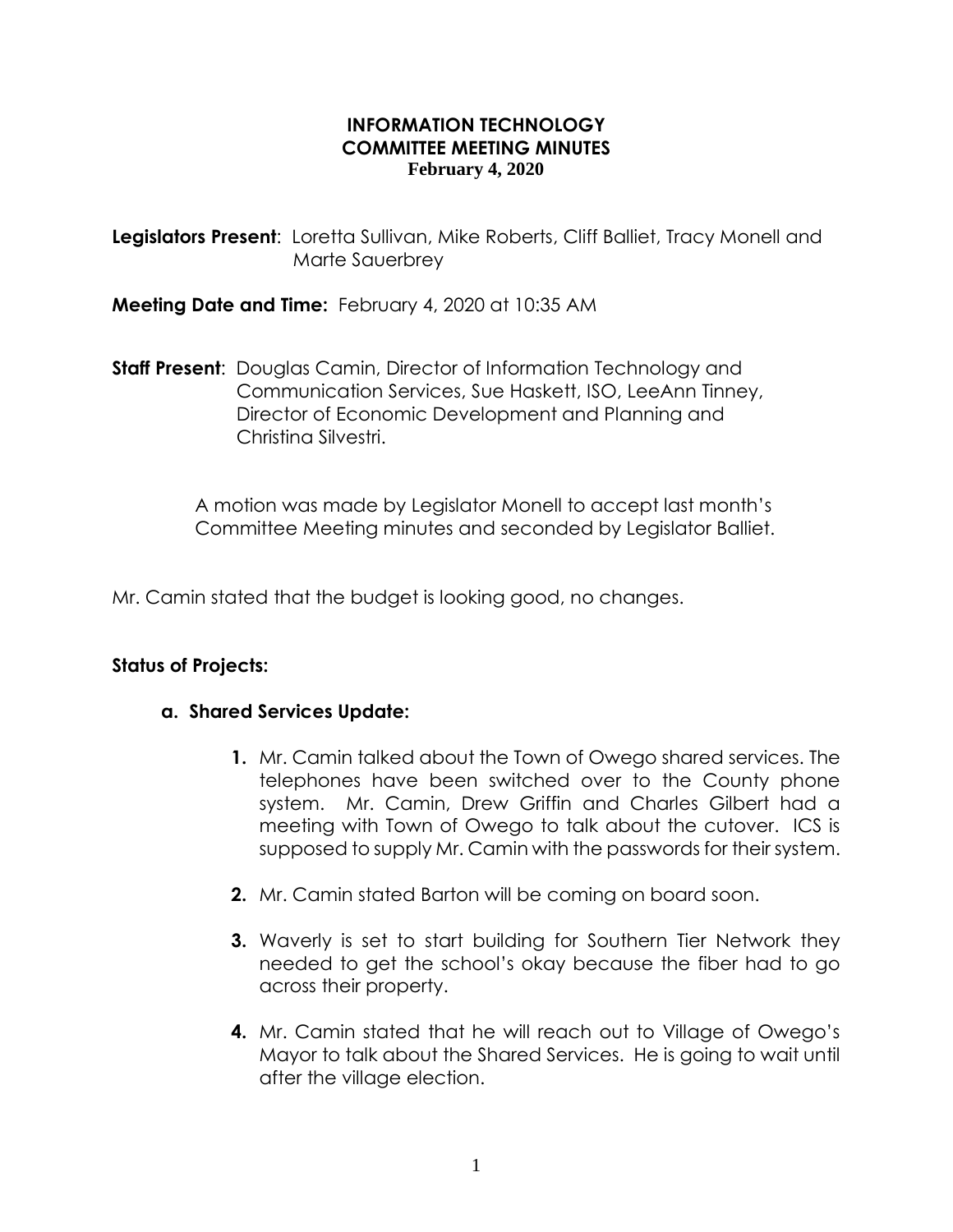# INFORMATION TECHNOLOGY
# COMMITTEE MEETING MINUTES
**February 4, 2020**

**Legislators Present**: Loretta Sullivan, Mike Roberts, Cliff Balliet, Tracy Monell and Marte Sauerbrey

**Meeting Date and Time:** February 4, 2020 at 10:35 AM

**Staff Present**: Douglas Camin, Director of Information Technology and Communication Services, Sue Haskett, ISO, LeeAnn Tinney, Director of Economic Development and Planning and Christina Silvestri.

A motion was made by Legislator Monell to accept last month's Committee Meeting minutes and seconded by Legislator Balliet.

Mr. Camin stated that the budget is looking good, no changes.

**Status of Projects:**

**a. Shared Services Update:**

1. Mr. Camin talked about the Town of Owego shared services. The telephones have been switched over to the County phone system. Mr. Camin, Drew Griffin and Charles Gilbert had a meeting with Town of Owego to talk about the cutover. ICS is supposed to supply Mr. Camin with the passwords for their system.

2. Mr. Camin stated Barton will be coming on board soon.

3. Waverly is set to start building for Southern Tier Network they needed to get the school's okay because the fiber had to go across their property.

4. Mr. Camin stated that he will reach out to Village of Owego's Mayor to talk about the Shared Services. He is going to wait until after the village election.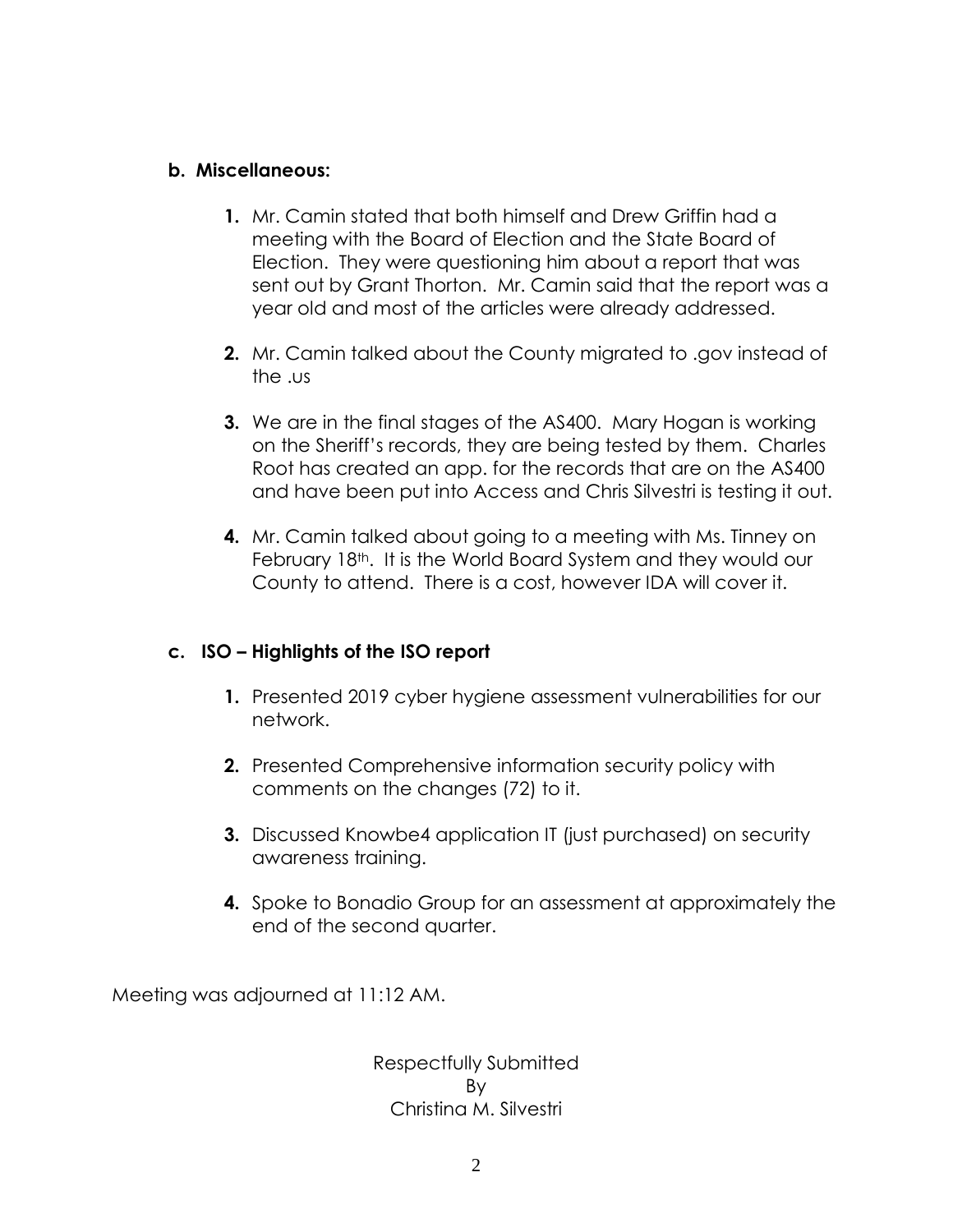**b. Miscellaneous:**

1. Mr. Camin stated that both himself and Drew Griffin had a meeting with the Board of Election and the State Board of Election. They were questioning him about a report that was sent out by Grant Thorton. Mr. Camin said that the report was a year old and most of the articles were already addressed.

2. Mr. Camin talked about the County migrated to .gov instead of the .us

3. We are in the final stages of the AS400. Mary Hogan is working on the Sheriff's records, they are being tested by them. Charles Root has created an app. for the records that are on the AS400 and have been put into Access and Chris Silvestri is testing it out.

4. Mr. Camin talked about going to a meeting with Ms. Tinney on February 18th. It is the World Board System and they would our County to attend. There is a cost, however IDA will cover it.

**c. ISO – Highlights of the ISO report**

1. Presented 2019 cyber hygiene assessment vulnerabilities for our network.

2. Presented Comprehensive information security policy with comments on the changes (72) to it.

3. Discussed Knowbe4 application IT (just purchased) on security awareness training.

4. Spoke to Bonadio Group for an assessment at approximately the end of the second quarter.

Meeting was adjourned at 11:12 AM.

Respectfully Submitted
By
Christina M. Silvestri